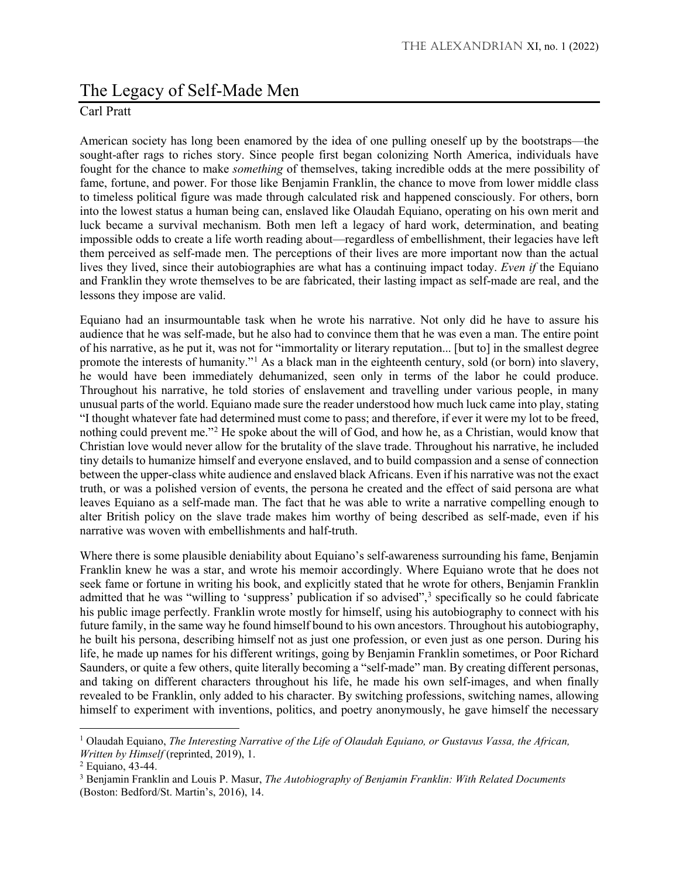# The Legacy of Self-Made Men

Carl Pratt

American society has long been enamored by the idea of one pulling oneself up by the bootstraps—the sought-after rags to riches story. Since people first began colonizing North America, individuals have fought for the chance to make *something* of themselves, taking incredible odds at the mere possibility of fame, fortune, and power. For those like Benjamin Franklin, the chance to move from lower middle class to timeless political figure was made through calculated risk and happened consciously. For others, born into the lowest status a human being can, enslaved like Olaudah Equiano, operating on his own merit and luck became a survival mechanism. Both men left a legacy of hard work, determination, and beating impossible odds to create a life worth reading about—regardless of embellishment, their legacies have left them perceived as self-made men. The perceptions of their lives are more important now than the actual lives they lived, since their autobiographies are what has a continuing impact today. *Even if* the Equiano and Franklin they wrote themselves to be are fabricated, their lasting impact as self-made are real, and the lessons they impose are valid.

Equiano had an insurmountable task when he wrote his narrative. Not only did he have to assure his audience that he was self-made, but he also had to convince them that he was even a man. The entire point of his narrative, as he put it, was not for "immortality or literary reputation... [but to] in the smallest degree promote the interests of humanity."[1] As a black man in the eighteenth century, sold (or born) into slavery, he would have been immediately dehumanized, seen only in terms of the labor he could produce. Throughout his narrative, he told stories of enslavement and travelling under various people, in many unusual parts of the world. Equiano made sure the reader understood how much luck came into play, stating "I thought whatever fate had determined must come to pass; and therefore, if ever it were my lot to be freed, nothing could prevent me."[2] He spoke about the will of God, and how he, as a Christian, would know that Christian love would never allow for the brutality of the slave trade. Throughout his narrative, he included tiny details to humanize himself and everyone enslaved, and to build compassion and a sense of connection between the upper-class white audience and enslaved black Africans. Even if his narrative was not the exact truth, or was a polished version of events, the persona he created and the effect of said persona are what leaves Equiano as a self-made man. The fact that he was able to write a narrative compelling enough to alter British policy on the slave trade makes him worthy of being described as self-made, even if his narrative was woven with embellishments and half-truth.

Where there is some plausible deniability about Equiano's self-awareness surrounding his fame, Benjamin Franklin knew he was a star, and wrote his memoir accordingly. Where Equiano wrote that he does not seek fame or fortune in writing his book, and explicitly stated that he wrote for others, Benjamin Franklin admitted that he was "willing to 'suppress' publication if so advised",[3] specifically so he could fabricate his public image perfectly. Franklin wrote mostly for himself, using his autobiography to connect with his future family, in the same way he found himself bound to his own ancestors. Throughout his autobiography, he built his persona, describing himself not as just one profession, or even just as one person. During his life, he made up names for his different writings, going by Benjamin Franklin sometimes, or Poor Richard Saunders, or quite a few others, quite literally becoming a "self-made" man. By creating different personas, and taking on different characters throughout his life, he made his own self-images, and when finally revealed to be Franklin, only added to his character. By switching professions, switching names, allowing himself to experiment with inventions, politics, and poetry anonymously, he gave himself the necessary

---

[1] Olaudah Equiano, *The Interesting Narrative of the Life of Olaudah Equiano, or Gustavus Vassa, the African, Written by Himself* (reprinted, 2019), 1.

[2] Equiano, 43-44.

[3] Benjamin Franklin and Louis P. Masur, *The Autobiography of Benjamin Franklin: With Related Documents* (Boston: Bedford/St. Martin's, 2016), 14.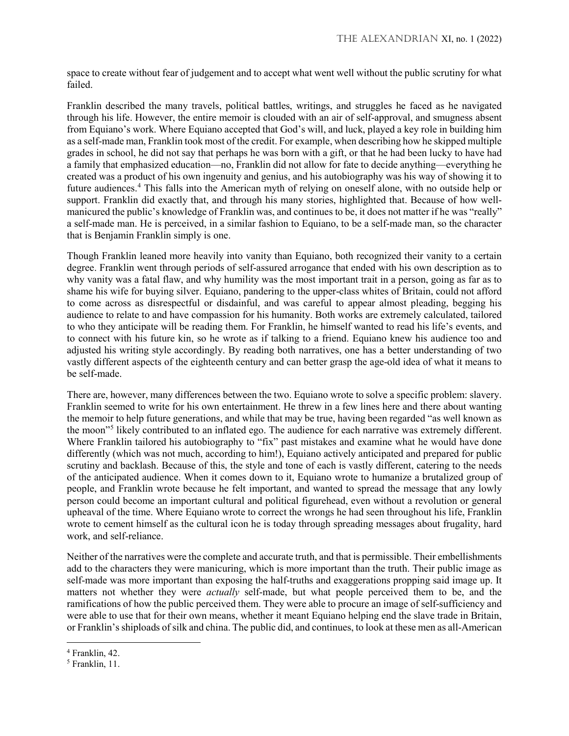space to create without fear of judgement and to accept what went well without the public scrutiny for what failed.

Franklin described the many travels, political battles, writings, and struggles he faced as he navigated through his life. However, the entire memoir is clouded with an air of self-approval, and smugness absent from Equiano's work. Where Equiano accepted that God's will, and luck, played a key role in building him as a self-made man, Franklin took most of the credit. For example, when describing how he skipped multiple grades in school, he did not say that perhaps he was born with a gift, or that he had been lucky to have had a family that emphasized education—no, Franklin did not allow for fate to decide anything—everything he created was a product of his own ingenuity and genius, and his autobiography was his way of showing it to future audiences.[4] This falls into the American myth of relying on oneself alone, with no outside help or support. Franklin did exactly that, and through his many stories, highlighted that. Because of how well-manicured the public's knowledge of Franklin was, and continues to be, it does not matter if he was "really" a self-made man. He is perceived, in a similar fashion to Equiano, to be a self-made man, so the character that is Benjamin Franklin simply is one.

Though Franklin leaned more heavily into vanity than Equiano, both recognized their vanity to a certain degree. Franklin went through periods of self-assured arrogance that ended with his own description as to why vanity was a fatal flaw, and why humility was the most important trait in a person, going as far as to shame his wife for buying silver. Equiano, pandering to the upper-class whites of Britain, could not afford to come across as disrespectful or disdainful, and was careful to appear almost pleading, begging his audience to relate to and have compassion for his humanity. Both works are extremely calculated, tailored to who they anticipate will be reading them. For Franklin, he himself wanted to read his life's events, and to connect with his future kin, so he wrote as if talking to a friend. Equiano knew his audience too and adjusted his writing style accordingly. By reading both narratives, one has a better understanding of two vastly different aspects of the eighteenth century and can better grasp the age-old idea of what it means to be self-made.

There are, however, many differences between the two. Equiano wrote to solve a specific problem: slavery. Franklin seemed to write for his own entertainment. He threw in a few lines here and there about wanting the memoir to help future generations, and while that may be true, having been regarded "as well known as the moon"[5] likely contributed to an inflated ego. The audience for each narrative was extremely different. Where Franklin tailored his autobiography to "fix" past mistakes and examine what he would have done differently (which was not much, according to him!), Equiano actively anticipated and prepared for public scrutiny and backlash. Because of this, the style and tone of each is vastly different, catering to the needs of the anticipated audience. When it comes down to it, Equiano wrote to humanize a brutalized group of people, and Franklin wrote because he felt important, and wanted to spread the message that any lowly person could become an important cultural and political figurehead, even without a revolution or general upheaval of the time. Where Equiano wrote to correct the wrongs he had seen throughout his life, Franklin wrote to cement himself as the cultural icon he is today through spreading messages about frugality, hard work, and self-reliance.

Neither of the narratives were the complete and accurate truth, and that is permissible. Their embellishments add to the characters they were manicuring, which is more important than the truth. Their public image as self-made was more important than exposing the half-truths and exaggerations propping said image up. It matters not whether they were *actually* self-made, but what people perceived them to be, and the ramifications of how the public perceived them. They were able to procure an image of self-sufficiency and were able to use that for their own means, whether it meant Equiano helping end the slave trade in Britain, or Franklin's shiploads of silk and china. The public did, and continues, to look at these men as all-American

---

[4] Franklin, 42.

[5] Franklin, 11.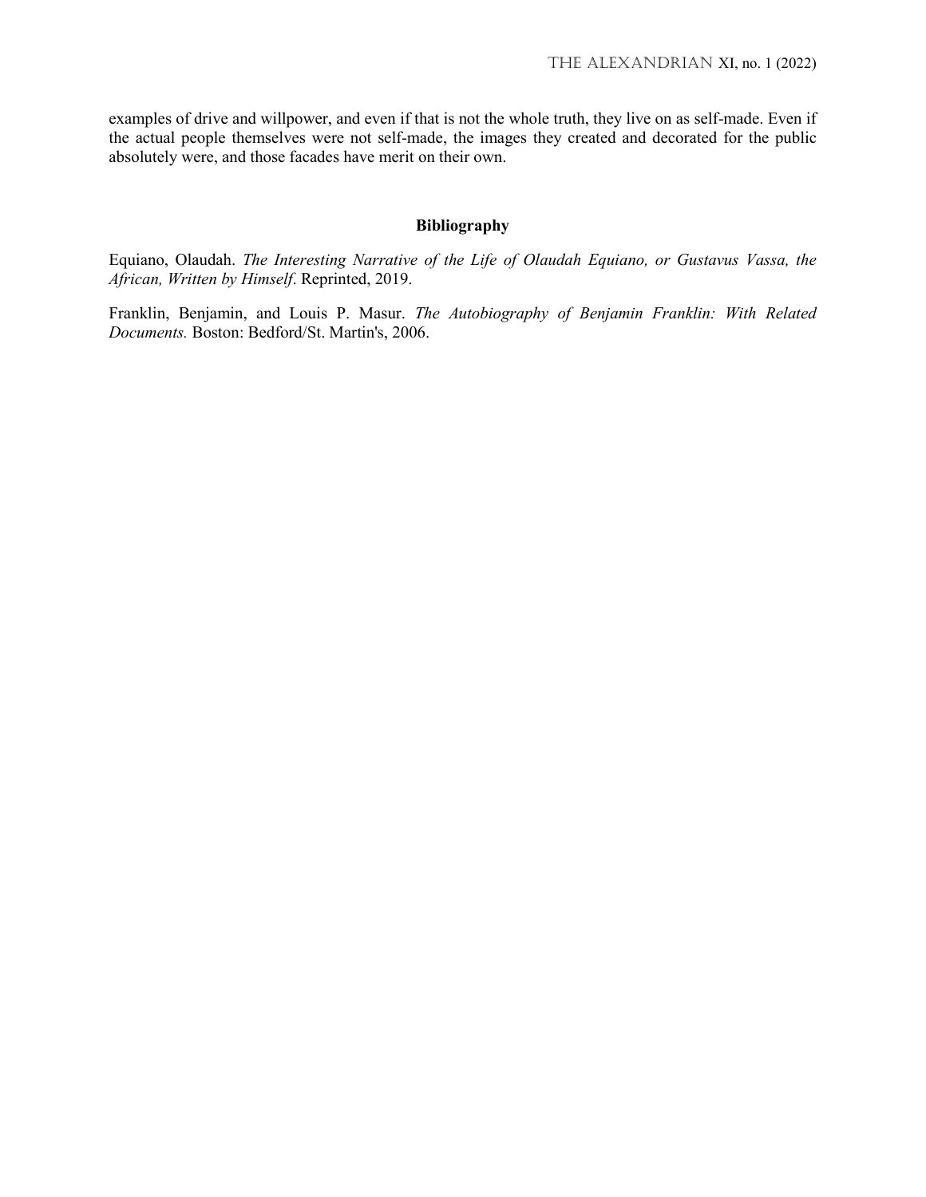examples of drive and willpower, and even if that is not the whole truth, they live on as self-made. Even if the actual people themselves were not self-made, the images they created and decorated for the public absolutely were, and those facades have merit on their own.

## Bibliography

Equiano, Olaudah. *The Interesting Narrative of the Life of Olaudah Equiano, or Gustavus Vassa, the African, Written by Himself*. Reprinted, 2019.

Franklin, Benjamin, and Louis P. Masur. *The Autobiography of Benjamin Franklin: With Related Documents.* Boston: Bedford/St. Martin's, 2006.